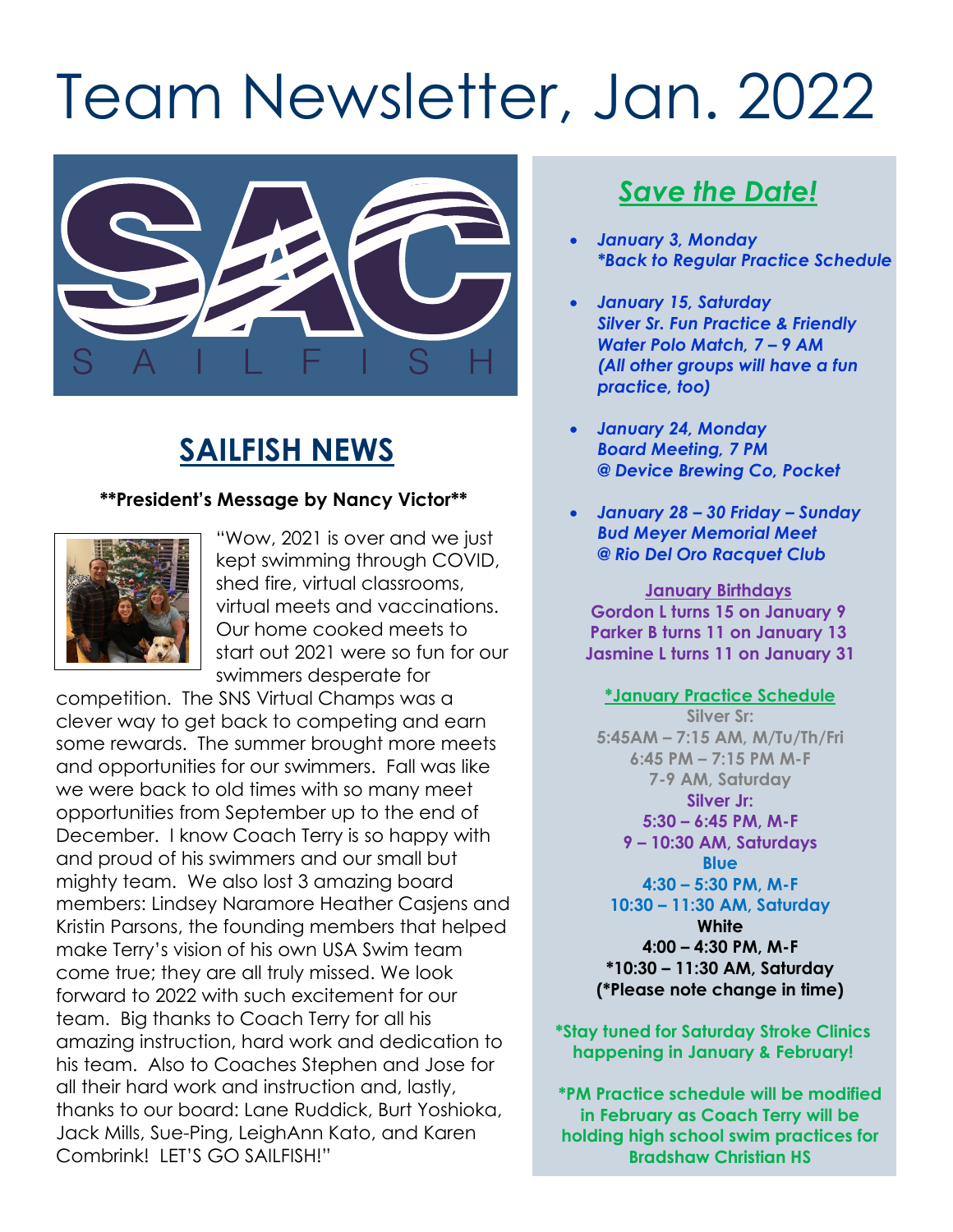# Team Newsletter, Jan. 2022

## SAILFISH NEWS

**\*\*President's Message by Nancy Victor\*\***

"Wow, 2021 is over and we just kept swimming through COVID, shed fire, virtual classrooms, virtual meets and vaccinations. Our home cooked meets to start out 2021 were so fun for our swimmers desperate for competition. The SNS Virtual Champs was a clever way to get back to competing and earn some rewards. The summer brought more meets and opportunities for our swimmers. Fall was like we were back to old times with so many meet opportunities from September up to the end of December. I know Coach Terry is so happy with and proud of his swimmers and our small but mighty team. We also lost 3 amazing board members: Lindsey Naramore Heather Casjens and Kristin Parsons, the founding members that helped make Terry's vision of his own USA Swim team come true; they are all truly missed. We look forward to 2022 with such excitement for our team. Big thanks to Coach Terry for all his amazing instruction, hard work and dedication to his team. Also to Coaches Stephen and Jose for all their hard work and instruction and, lastly, thanks to our board: Lane Ruddick, Burt Yoshioka, Jack Mills, Sue-Ping, LeighAnn Kato, and Karen Combrink! LET'S GO SAILFISH!"

## *Save the Date!*

- ***January 3, Monday***
  ****Back to Regular Practice Schedule***
- ***January 15, Saturday***
  ***Silver Sr. Fun Practice & Friendly Water Polo Match, 7 – 9 AM***
  ***(All other groups will have a fun practice, too)***
- ***January 24, Monday***
  ***Board Meeting, 7 PM***
  ***@ Device Brewing Co, Pocket***
- ***January 28 – 30 Friday – Sunday***
  ***Bud Meyer Memorial Meet***
  ***@ Rio Del Oro Racquet Club***

**January Birthdays**

**Gordon L turns 15 on January 9**
**Parker B turns 11 on January 13**
**Jasmine L turns 11 on January 31**

**\*January Practice Schedule**

**Silver Sr:**
**5:45AM – 7:15 AM, M/Tu/Th/Fri**
**6:45 PM – 7:15 PM M-F**
**7-9 AM, Saturday**

**Silver Jr:**
**5:30 – 6:45 PM, M-F**
**9 – 10:30 AM, Saturdays**

**Blue**
**4:30 – 5:30 PM, M-F**
**10:30 – 11:30 AM, Saturday**

**White**
**4:00 – 4:30 PM, M-F**
**\*10:30 – 11:30 AM, Saturday**
**(\*Please note change in time)**

**\*Stay tuned for Saturday Stroke Clinics happening in January & February!**

**\*PM Practice schedule will be modified in February as Coach Terry will be holding high school swim practices for Bradshaw Christian HS**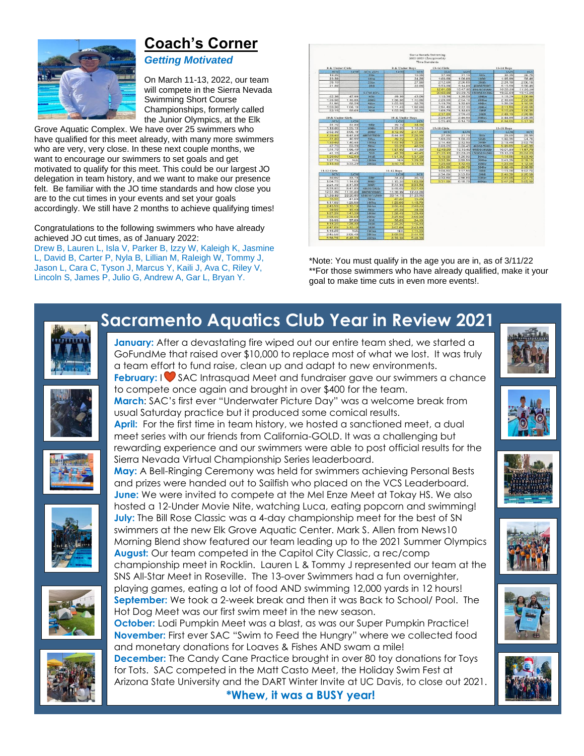# Coach's Corner

### *Getting Motivated*

On March 11-13, 2022, our team will compete in the Sierra Nevada Swimming Short Course Championships, formerly called the Junior Olympics, at the Elk Grove Aquatic Complex. We have over 25 swimmers who have qualified for this meet already, with many more swimmers who are very, very close. In these next couple months, we want to encourage our swimmers to set goals and get motivated to qualify for this meet. This could be our largest JO delegation in team history, and we want to make our presence felt. Be familiar with the JO time standards and how close you are to the cut times in your events and set your goals accordingly. We still have 2 months to achieve qualifying times!

Congratulations to the following swimmers who have already achieved JO cut times, as of January 2022:

Drew B, Lauren L, Isla V, Parker B, Izzy W, Kaleigh K, Jasmine L, David B, Carter P, Nyla B, Lillian M, Raleigh W, Tommy J, Jason L, Cara C, Tyson J, Marcus Y, Kaili J, Ava C, Riley V, Lincoln S, James P, Julio G, Andrew A, Gar L, Bryan Y.

Sierra Nevada Swimming
2021-2022 Championship
Time Standards

*Note: You must qualify in the age you are in, as of 3/11/22
**For those swimmers who have already qualified, make it your goal to make time cuts in even more events!.

## Sacramento Aquatics Club Year in Review 2021

**January:** After a devastating fire wiped out our entire team shed, we started a GoFundMe that raised over $10,000 to replace most of what we lost. It was truly a team effort to fund raise, clean up and adapt to new environments.

**February:** I ❤️ SAC Intrasquad Meet and fundraiser gave our swimmers a chance to compete once again and brought in over $400 for the team.

**March**: SAC's first ever "Underwater Picture Day" was a welcome break from usual Saturday practice but it produced some comical results.

**April:** For the first time in team history, we hosted a sanctioned meet, a dual meet series with our friends from California-GOLD. It was a challenging but rewarding experience and our swimmers were able to post official results for the Sierra Nevada Virtual Championship Series leaderboard.

**May:** A Bell-Ringing Ceremony was held for swimmers achieving Personal Bests and prizes were handed out to Sailfish who placed on the VCS Leaderboard.

**June:** We were invited to compete at the Mel Enze Meet at Tokay HS. We also hosted a 12-Under Movie Nite, watching Luca, eating popcorn and swimming!

**July:** The Bill Rose Classic was a 4-day championship meet for the best of SN swimmers at the new Elk Grove Aquatic Center. Mark S. Allen from News10 Morning Blend show featured our team leading up to the 2021 Summer Olympics

**August:** Our team competed in the Capitol City Classic, a rec/comp championship meet in Rocklin. Lauren L & Tommy J represented our team at the SNS All-Star Meet in Roseville. The 13-over Swimmers had a fun overnighter, playing games, eating a lot of food AND swimming 12,000 yards in 12 hours!

**September:** We took a 2-week break and then it was Back to School/ Pool. The Hot Dog Meet was our first swim meet in the new season.

**October:** Lodi Pumpkin Meet was a blast, as was our Super Pumpkin Practice!

**November:** First ever SAC "Swim to Feed the Hungry" where we collected food and monetary donations for Loaves & Fishes AND swam a mile!

**December:** The Candy Cane Practice brought in over 80 toy donations for Toys for Tots. SAC competed in the Matt Casto Meet, the Holiday Swim Fest at Arizona State University and the DART Winter Invite at UC Davis, to close out 2021.

***Whew, it was a BUSY year!**